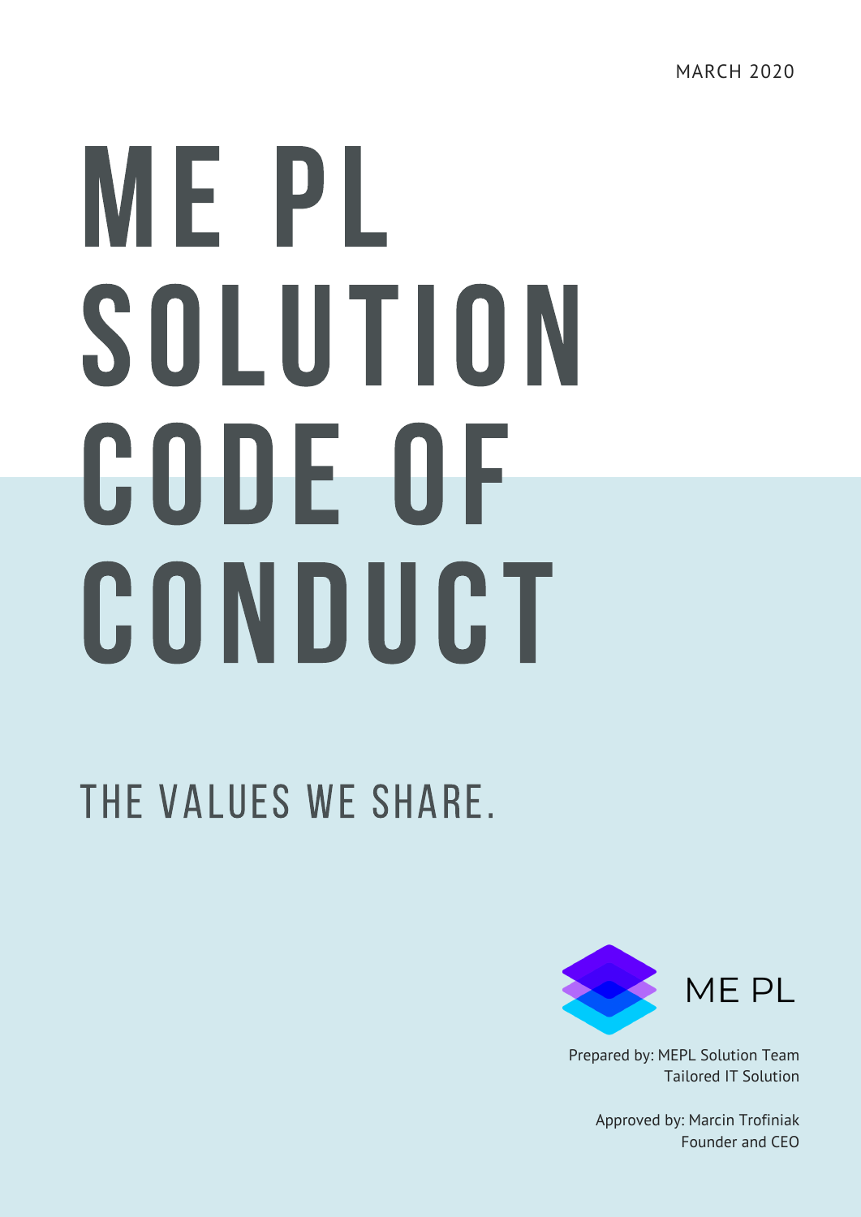MARCH 2020

# ME PL SOLUTION CODE OF CONDUCT

## THE VALUES WE SHARE.

ME PL

Prepared by: MEPL Solution Team
Tailored IT Solution

Approved by: Marcin Trofiniak
Founder and CEO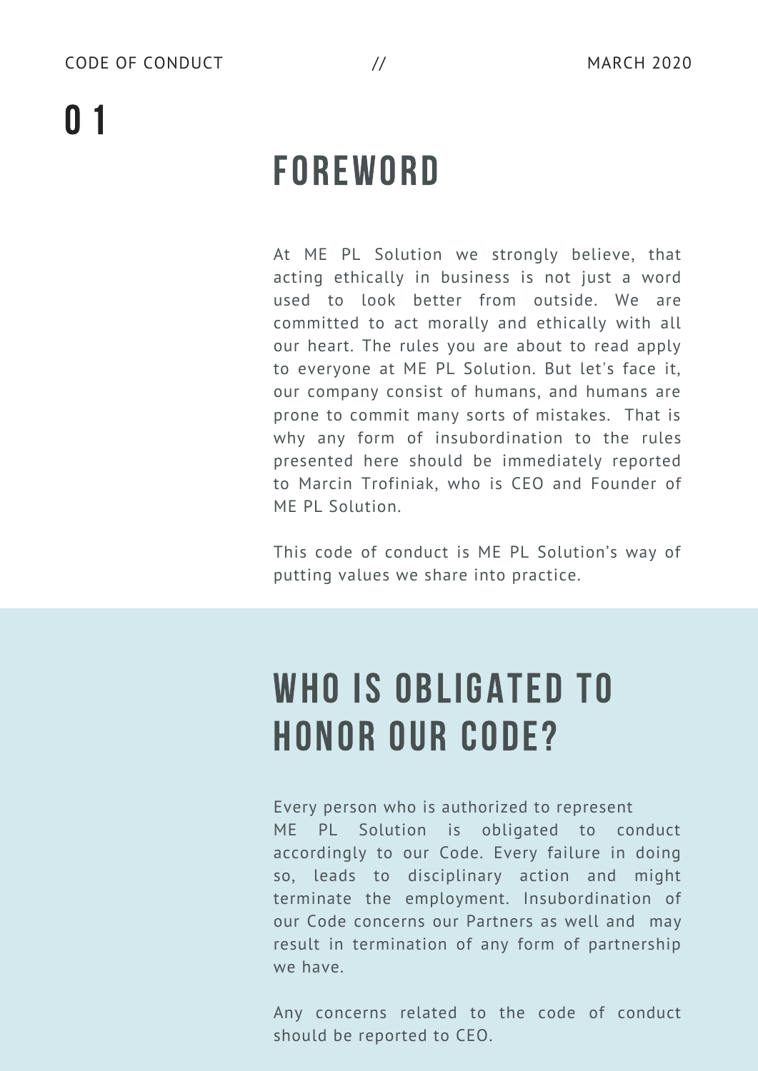# 01

## FOREWORD

At ME PL Solution we strongly believe, that acting ethically in business is not just a word used to look better from outside. We are committed to act morally and ethically with all our heart. The rules you are about to read apply to everyone at ME PL Solution. But let's face it, our company consist of humans, and humans are prone to commit many sorts of mistakes. That is why any form of insubordination to the rules presented here should be immediately reported to Marcin Trofiniak, who is CEO and Founder of ME PL Solution.

This code of conduct is ME PL Solution's way of putting values we share into practice.

## WHO IS OBLIGATED TO HONOR OUR CODE?

Every person who is authorized to represent ME PL Solution is obligated to conduct accordingly to our Code. Every failure in doing so, leads to disciplinary action and might terminate the employment. Insubordination of our Code concerns our Partners as well and may result in termination of any form of partnership we have.

Any concerns related to the code of conduct should be reported to CEO.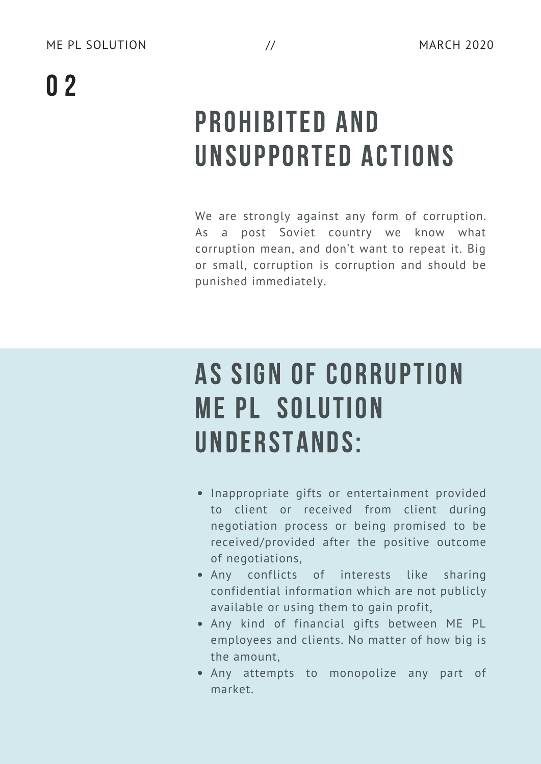# 02

## PROHIBITED AND UNSUPPORTED ACTIONS

We are strongly against any form of corruption. As a post Soviet country we know what corruption mean, and don't want to repeat it. Big or small, corruption is corruption and should be punished immediately.

## AS SIGN OF CORRUPTION ME PL SOLUTION UNDERSTANDS:

- Inappropriate gifts or entertainment provided to client or received from client during negotiation process or being promised to be received/provided after the positive outcome of negotiations,
- Any conflicts of interests like sharing confidential information which are not publicly available or using them to gain profit,
- Any kind of financial gifts between ME PL employees and clients. No matter of how big is the amount,
- Any attempts to monopolize any part of market.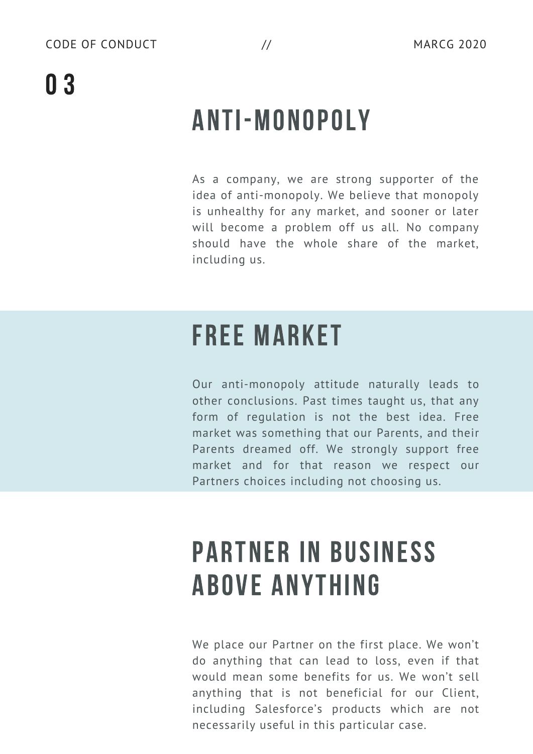## 03

## ANTI-MONOPOLY

As a company, we are strong supporter of the idea of anti-monopoly. We believe that monopoly is unhealthy for any market, and sooner or later will become a problem off us all. No company should have the whole share of the market, including us.

## FREE MARKET

Our anti-monopoly attitude naturally leads to other conclusions. Past times taught us, that any form of regulation is not the best idea. Free market was something that our Parents, and their Parents dreamed off. We strongly support free market and for that reason we respect our Partners choices including not choosing us.

## PARTNER IN BUSINESS ABOVE ANYTHING

We place our Partner on the first place. We won't do anything that can lead to loss, even if that would mean some benefits for us. We won't sell anything that is not beneficial for our Client, including Salesforce's products which are not necessarily useful in this particular case.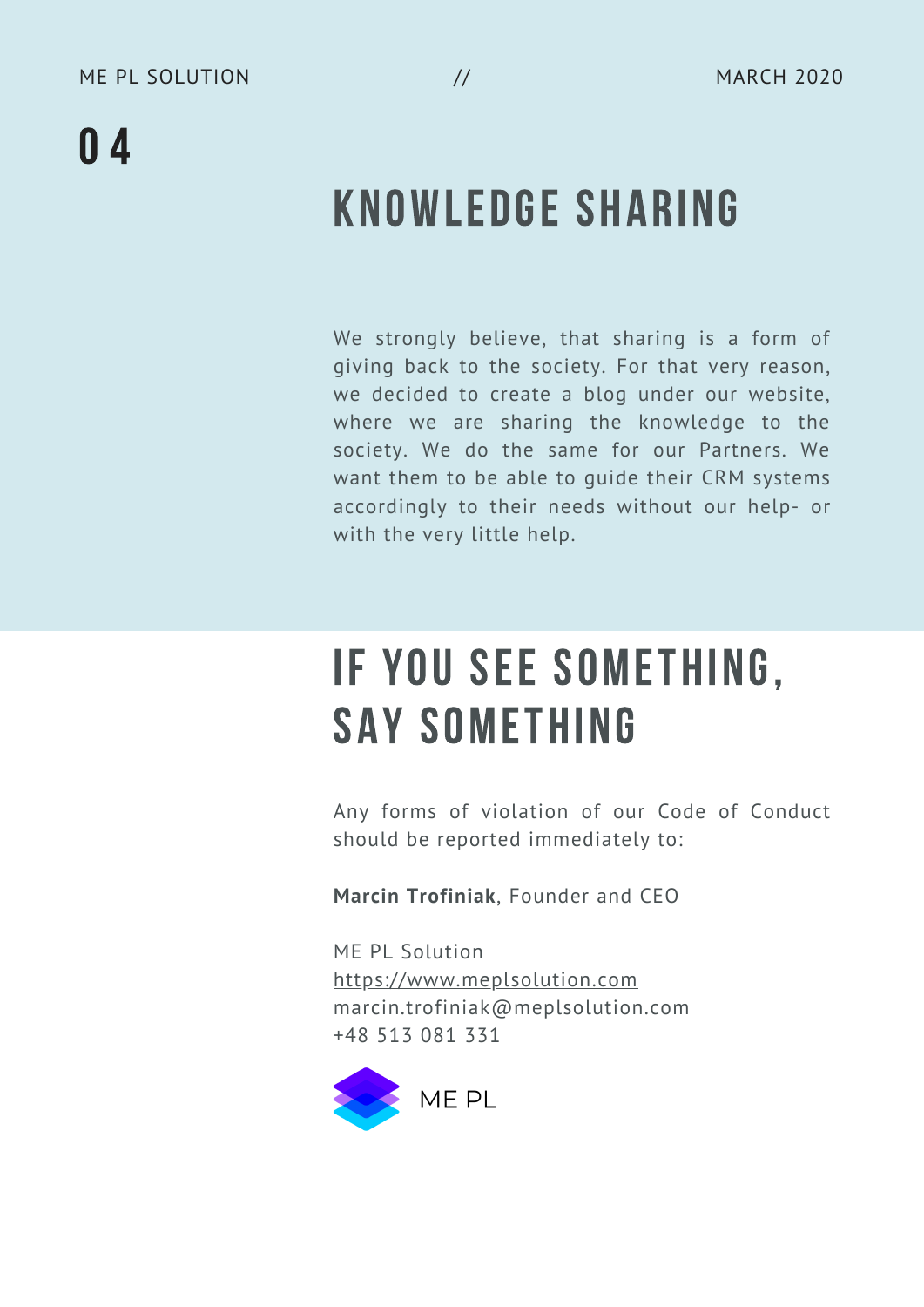# 04

## KNOWLEDGE SHARING

We strongly believe, that sharing is a form of giving back to the society. For that very reason, we decided to create a blog under our website, where we are sharing the knowledge to the society. We do the same for our Partners. We want them to be able to guide their CRM systems accordingly to their needs without our help- or with the very little help.

## IF YOU SEE SOMETHING, SAY SOMETHING

Any forms of violation of our Code of Conduct should be reported immediately to:

**Marcin Trofiniak**, Founder and CEO

ME PL Solution
https://www.meplsolution.com
marcin.trofiniak@meplsolution.com
+48 513 081 331

ME PL